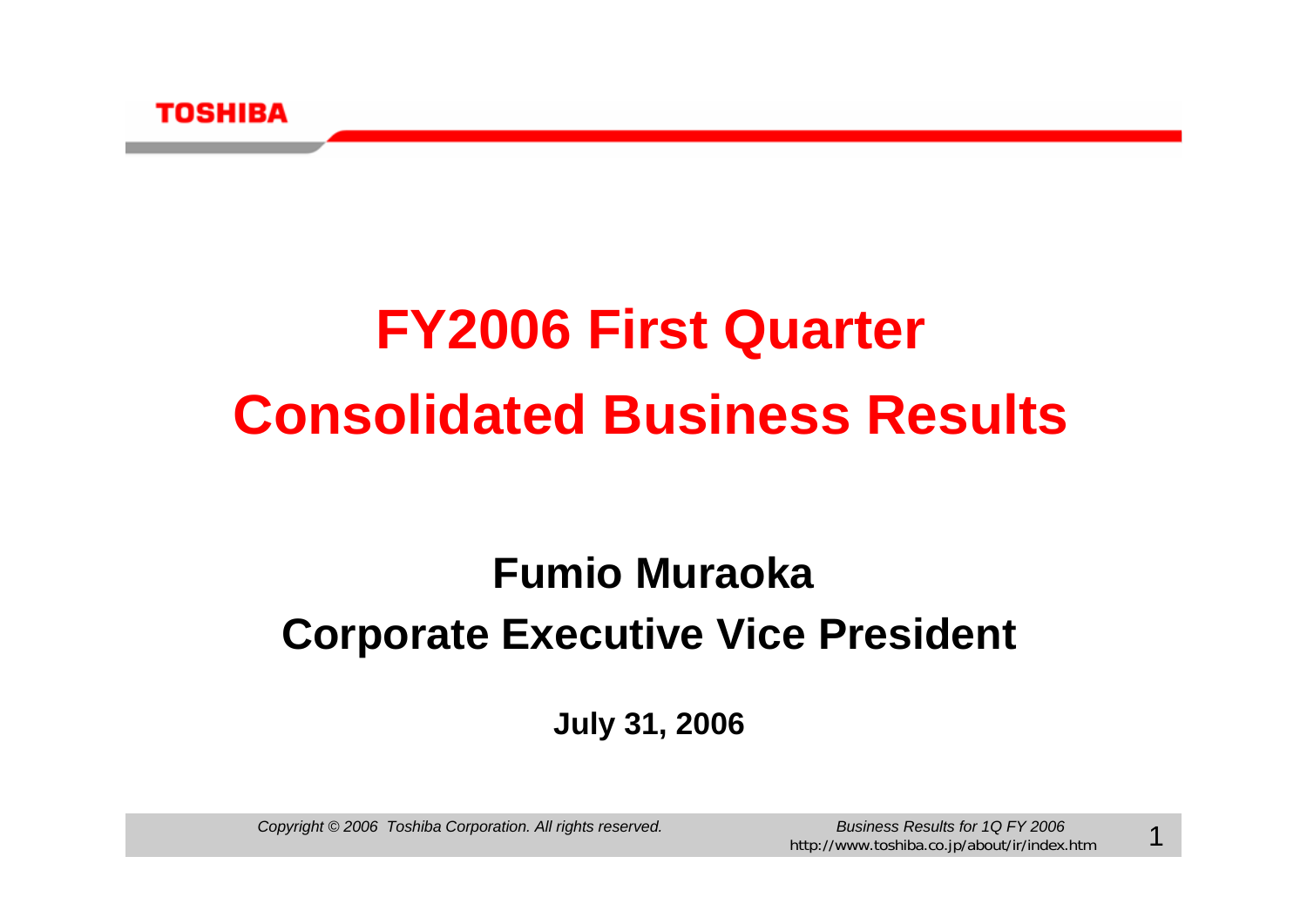# FY2006 First Quarter Consolidated Business Results

**Fumio Muraoka**

**Corporate Executive Vice President**

**July 31, 2006**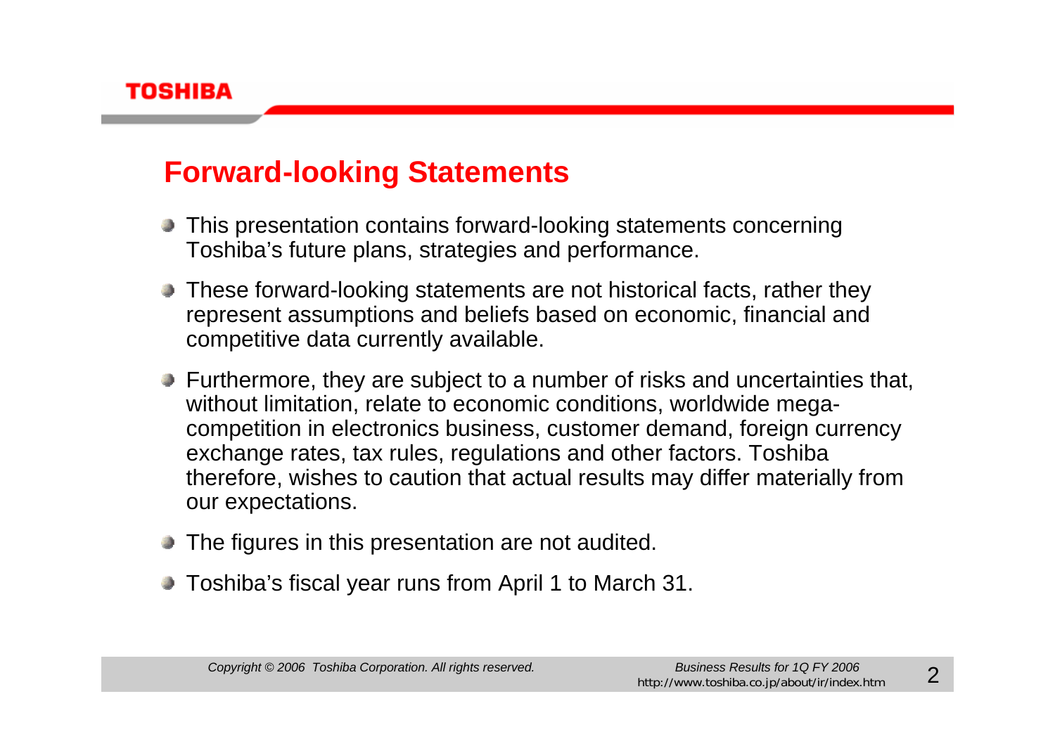## Forward-looking Statements

- This presentation contains forward-looking statements concerning Toshiba's future plans, strategies and performance.
- These forward-looking statements are not historical facts, rather they represent assumptions and beliefs based on economic, financial and competitive data currently available.
- Furthermore, they are subject to a number of risks and uncertainties that, without limitation, relate to economic conditions, worldwide mega-competition in electronics business, customer demand, foreign currency exchange rates, tax rules, regulations and other factors. Toshiba therefore, wishes to caution that actual results may differ materially from our expectations.
- The figures in this presentation are not audited.
- Toshiba's fiscal year runs from April 1 to March 31.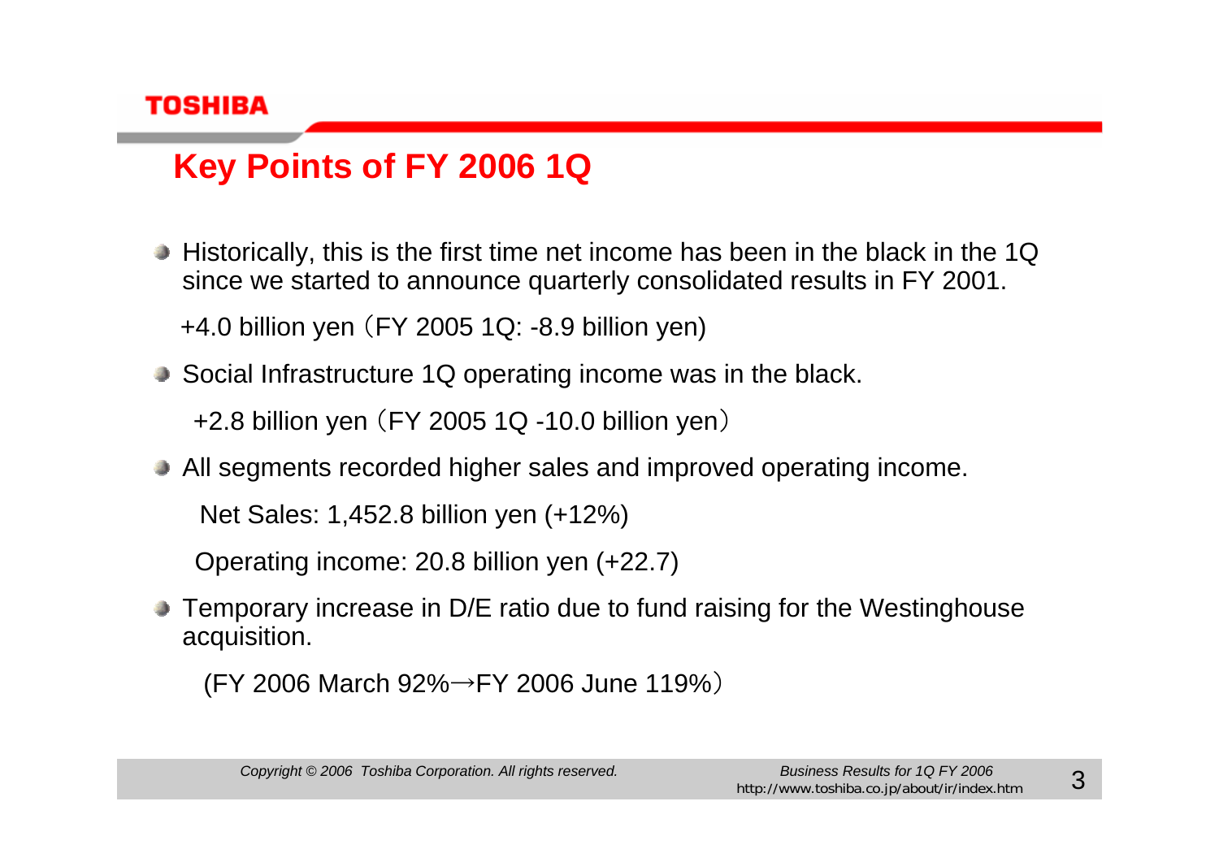# Key Points of FY 2006 1Q

- Historically, this is the first time net income has been in the black in the 1Q since we started to announce quarterly consolidated results in FY 2001.

  +4.0 billion yen（FY 2005 1Q: -8.9 billion yen)

- Social Infrastructure 1Q operating income was in the black.

  +2.8 billion yen（FY 2005 1Q -10.0 billion yen）

- All segments recorded higher sales and improved operating income.

  Net Sales: 1,452.8 billion yen (+12%)

  Operating income: 20.8 billion yen (+22.7)

- Temporary increase in D/E ratio due to fund raising for the Westinghouse acquisition.

  (FY 2006 March 92%→FY 2006 June 119%）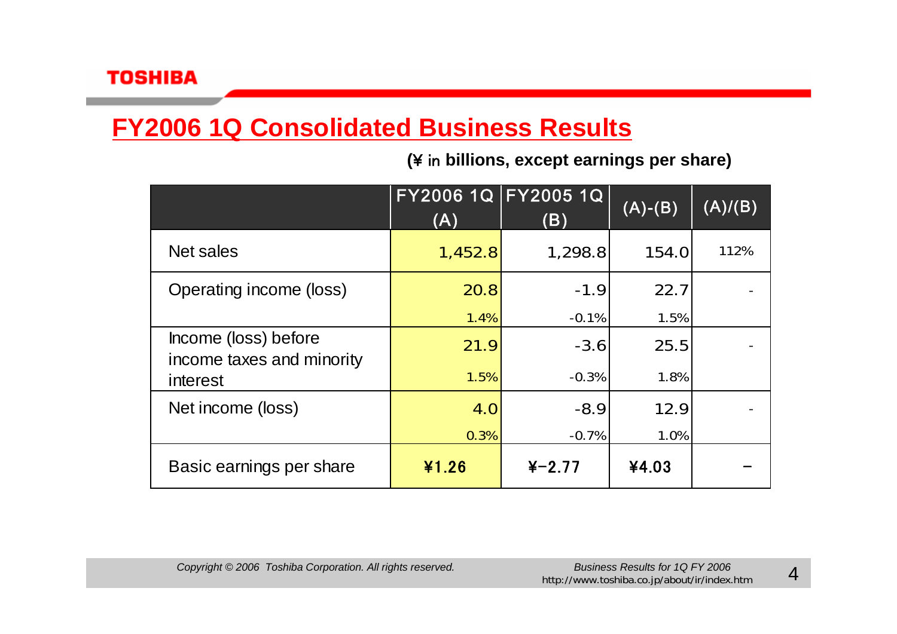# FY2006 1Q Consolidated Business Results

**(¥ in billions, except earnings per share)**

| | FY2006 1Q (A) | FY2005 1Q (B) | (A)-(B) | (A)/(B) |
|---|---|---|---|---|
| Net sales | 1,452.8 | 1,298.8 | 154.0 | 112% |
| Operating income (loss) | 20.8 | -1.9 | 22.7 | - |
| | 1.4% | -0.1% | 1.5% | |
| Income (loss) before income taxes and minority interest | 21.9 | -3.6 | 25.5 | - |
| | 1.5% | -0.3% | 1.8% | |
| Net income (loss) | 4.0 | -8.9 | 12.9 | - |
| | 0.3% | -0.7% | 1.0% | |
| Basic earnings per share | ¥1.26 | ¥-2.77 | ¥4.03 | – |

*Copyright © 2006 Toshiba Corporation. All rights reserved.*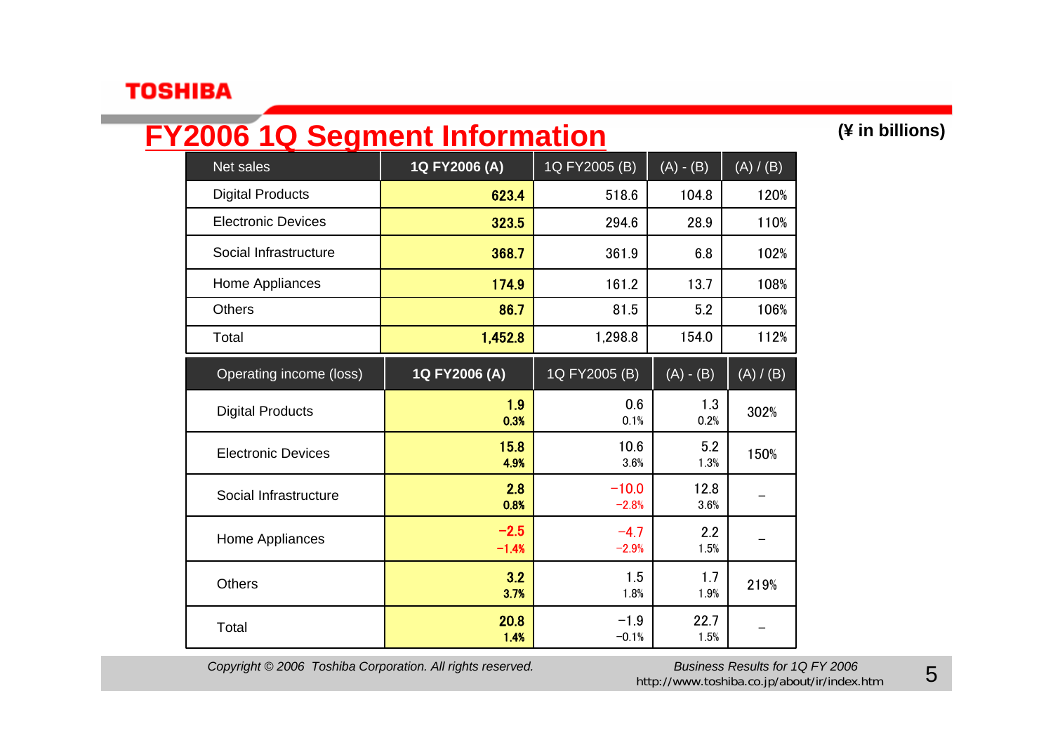# FY2006 1Q Segment Information

(¥ in billions)

| Net sales | 1Q FY2006 (A) | 1Q FY2005 (B) | (A) - (B) | (A) / (B) |
|---|---|---|---|---|
| Digital Products | 623.4 | 518.6 | 104.8 | 120% |
| Electronic Devices | 323.5 | 294.6 | 28.9 | 110% |
| Social Infrastructure | 368.7 | 361.9 | 6.8 | 102% |
| Home Appliances | 174.9 | 161.2 | 13.7 | 108% |
| Others | 86.7 | 81.5 | 5.2 | 106% |
| Total | 1,452.8 | 1,298.8 | 154.0 | 112% |

| Operating income (loss) | 1Q FY2006 (A) | 1Q FY2005 (B) | (A) - (B) | (A) / (B) |
|---|---|---|---|---|
| Digital Products | 1.9<br>0.3% | 0.6<br>0.1% | 1.3<br>0.2% | 302% |
| Electronic Devices | 15.8<br>4.9% | 10.6<br>3.6% | 5.2<br>1.3% | 150% |
| Social Infrastructure | 2.8<br>0.8% | −10.0<br>−2.8% | 12.8<br>3.6% | – |
| Home Appliances | −2.5<br>−1.4% | −4.7<br>−2.9% | 2.2<br>1.5% | – |
| Others | 3.2<br>3.7% | 1.5<br>1.8% | 1.7<br>1.9% | 219% |
| Total | 20.8<br>1.4% | −1.9<br>−0.1% | 22.7<br>1.5% | – |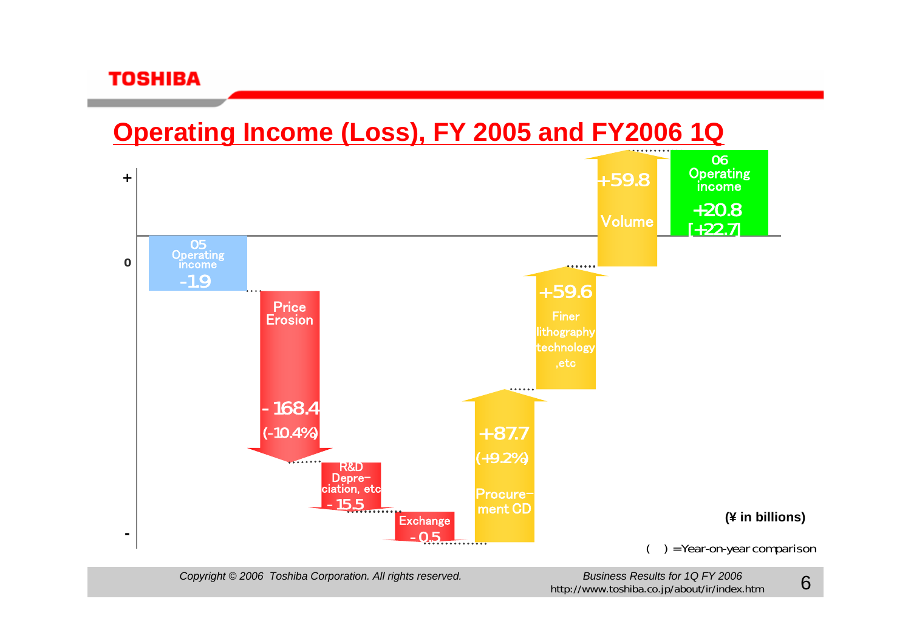# Operating Income (Loss), FY 2005 and FY2006 1Q

+

0

-

05 Operating income
-1.9

Price Erosion
- 168.4
(-10.4%)

R&D Depre-ciation, etc
- 15.5

Exchange
- 0.5

+87.7
(+9.2%)
Procure-ment CD

+59.6
Finer lithography technology ,etc

+59.8
Volume

06 Operating income
+20.8
[+22.7]

**(¥ in billions)**

( ) =Year-on-year comparison

*Copyright © 2006 Toshiba Corporation. All rights reserved.*

*Business Results for 1Q FY 2006*
http://www.toshiba.co.jp/about/ir/index.htm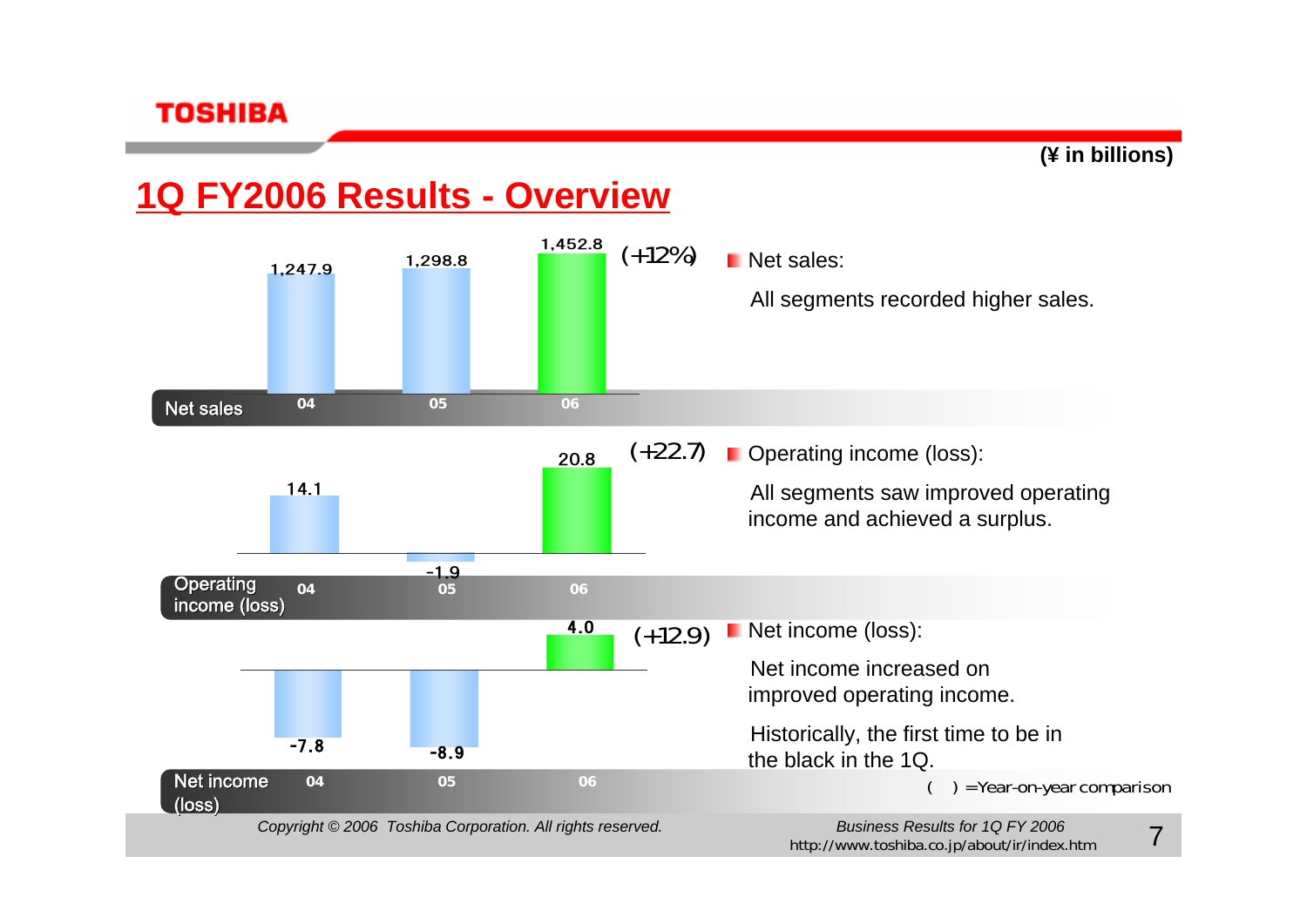(¥ in billions)

# 1Q FY2006 Results - Overview

| | 04 | 05 | 06 | |
|---|---|---|---|---|
| Net sales | 1,247.9 | 1,298.8 | 1,452.8 | (+12%) |
| Operating income (loss) | 14.1 | -1.9 | 20.8 | (+22.7) |
| Net income (loss) | -7.8 | -8.9 | 4.0 | (+12.9) |

- Net sales:

  All segments recorded higher sales.

- Operating income (loss):

  All segments saw improved operating income and achieved a surplus.

- Net income (loss):

  Net income increased on improved operating income.

  Historically, the first time to be in the black in the 1Q.

( ) =Year-on-year comparison

*Copyright © 2006 Toshiba Corporation. All rights reserved.*

*Business Results for 1Q FY 2006*
http://www.toshiba.co.jp/about/ir/index.htm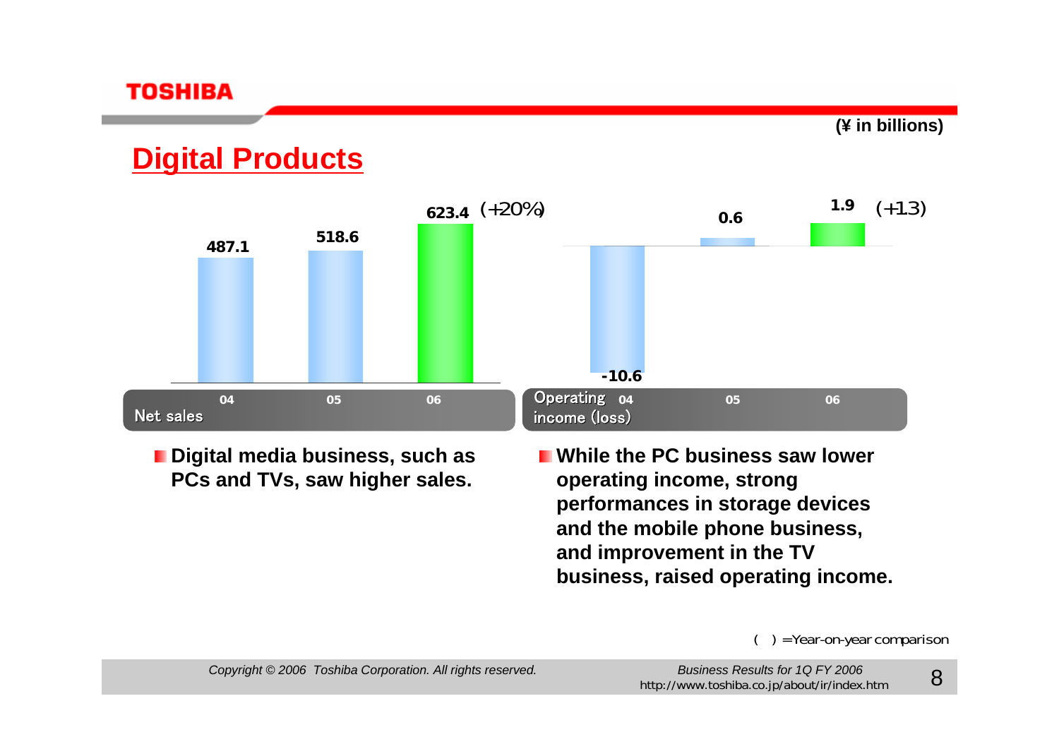(¥ in billions)

# Digital Products

| Net sales | 04 | 05 | 06 |
| --- | --- | --- | --- |
| | 487.1 | 518.6 | 623.4 (+20%) |

| Operating income (loss) | 04 | 05 | 06 |
| --- | --- | --- | --- |
| | -10.6 | 0.6 | 1.9 (+1.3) |

- **Digital media business, such as PCs and TVs, saw higher sales.**
- **While the PC business saw lower operating income, strong performances in storage devices and the mobile phone business, and improvement in the TV business, raised operating income.**

( ) =Year-on-year comparison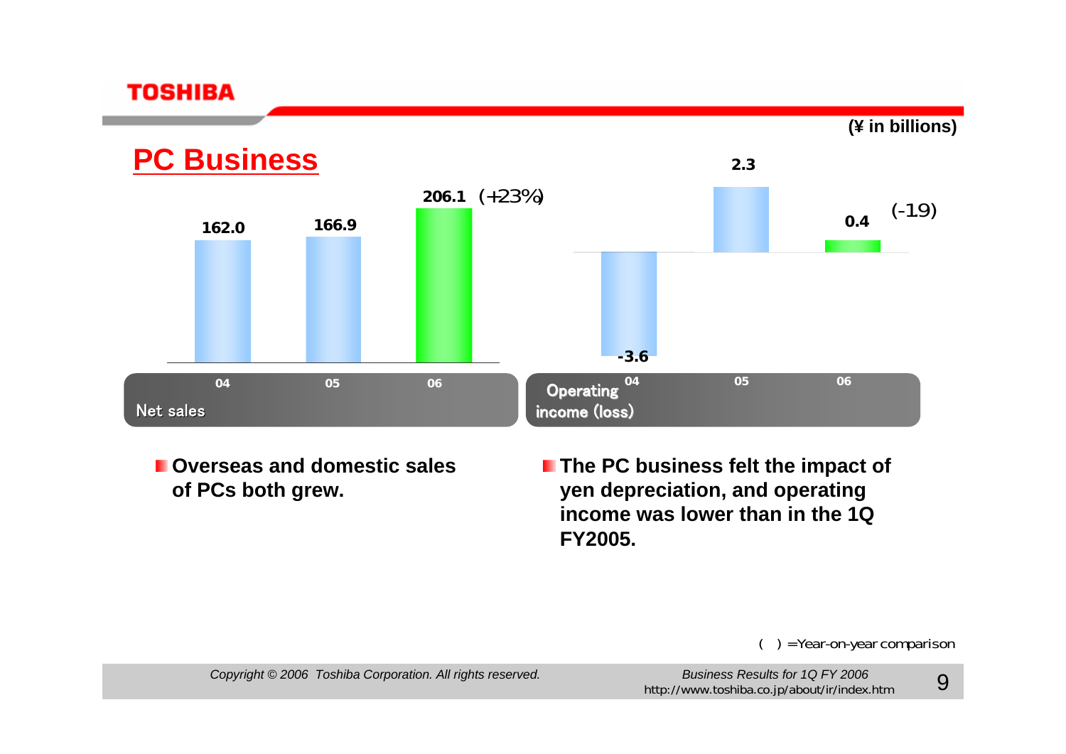## PC Business

(¥ in billions)

| | 04 | 05 | 06 |
|---|---|---|---|
| Net sales | 162.0 | 166.9 | 206.1 (+23%) |
| Operating income (loss) | -3.6 | 2.3 | 0.4 (-1.9) |

- Overseas and domestic sales of PCs both grew.
- The PC business felt the impact of yen depreciation, and operating income was lower than in the 1Q FY2005.

( ) =Year-on-year comparison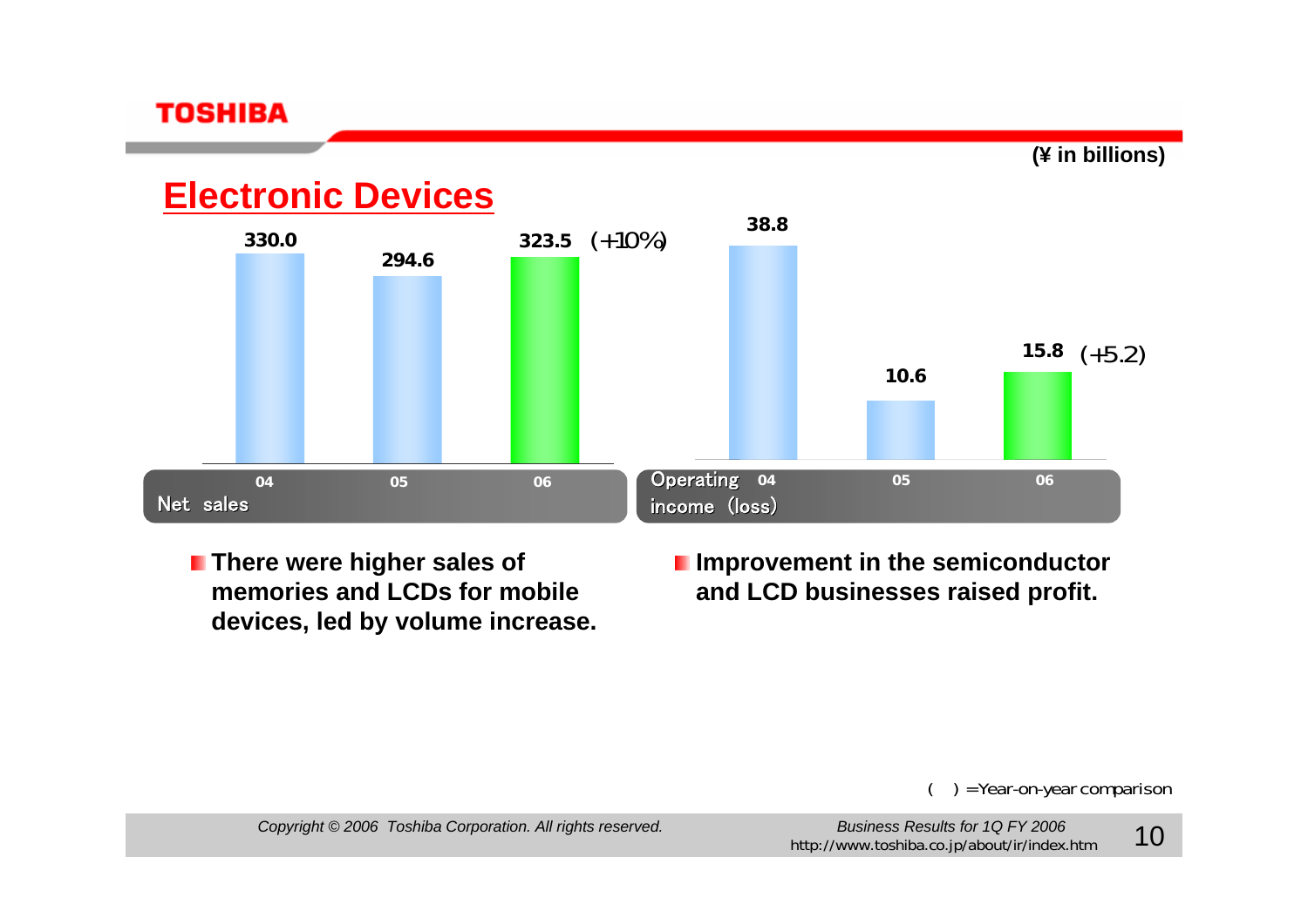(¥ in billions)

## Electronic Devices

| Net sales | 04 | 05 | 06 |
|---|---|---|---|
| | 330.0 | 294.6 | 323.5 (+10%) |

| Operating income (loss) | 04 | 05 | 06 |
|---|---|---|---|
| | 38.8 | 10.6 | 15.8 (+5.2) |

- **There were higher sales of memories and LCDs for mobile devices, led by volume increase.**
- **Improvement in the semiconductor and LCD businesses raised profit.**

( ) =Year-on-year comparison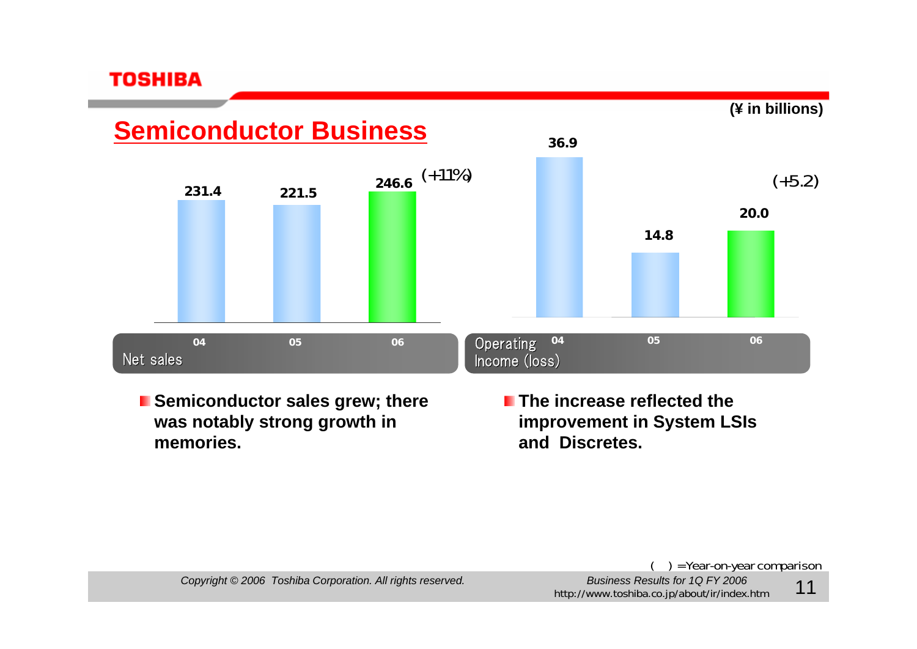# Semiconductor Business

(¥ in billions)

| Net sales | 04 | 05 | 06 |
|---|---|---|---|
| | 231.4 | 221.5 | 246.6 (+11%) |

| Operating Income (loss) | 04 | 05 | 06 |
|---|---|---|---|
| | 36.9 | 14.8 | 20.0 (+5.2) |

- Semiconductor sales grew; there was notably strong growth in memories.
- The increase reflected the improvement in System LSIs and Discretes.

( ) =Year-on-year comparison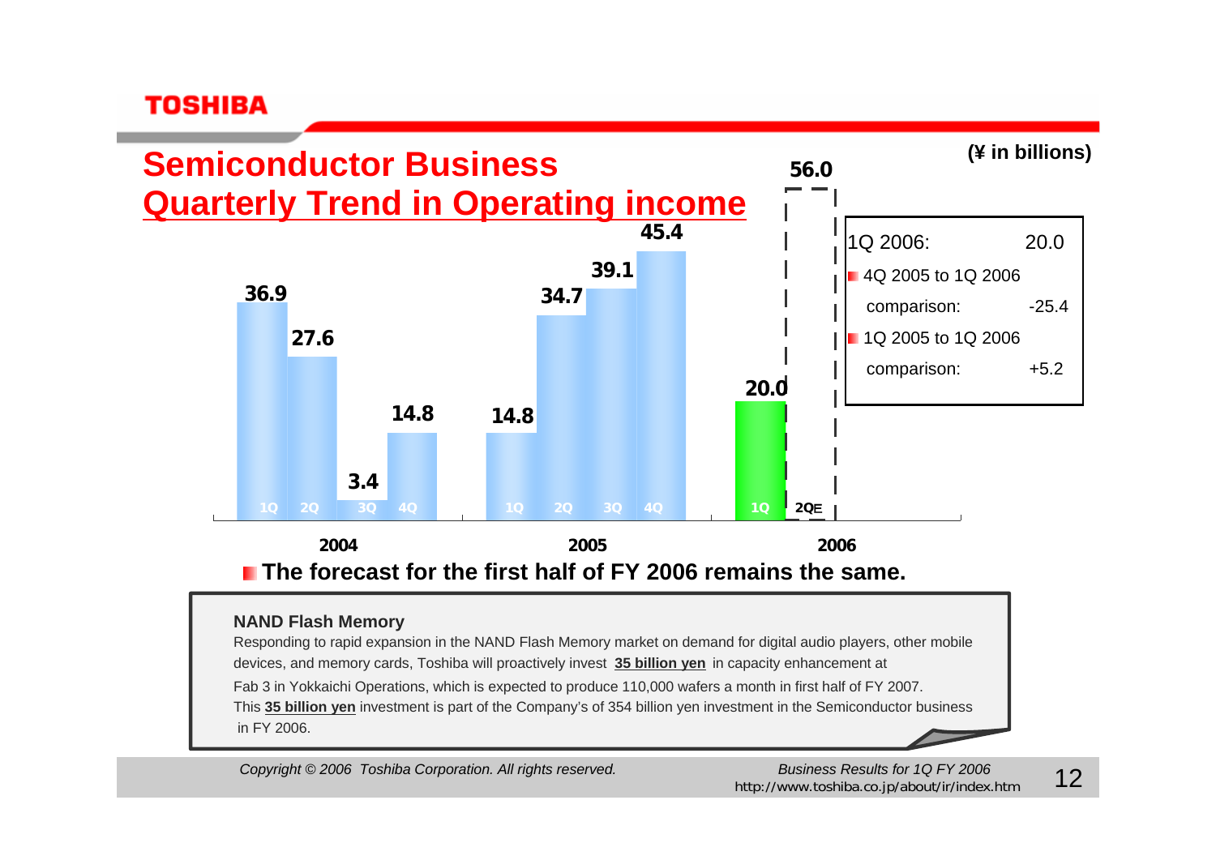# Semiconductor Business

## Quarterly Trend in Operating income

(¥ in billions)

| Year | Quarter | Operating income |
|---|---|---|
| 2004 | 1Q | 36.9 |
| 2004 | 2Q | 27.6 |
| 2004 | 3Q | 3.4 |
| 2004 | 4Q | 14.8 |
| 2005 | 1Q | 14.8 |
| 2005 | 2Q | 34.7 |
| 2005 | 3Q | 39.1 |
| 2005 | 4Q | 45.4 |
| 2006 | 1Q | 20.0 |
| 2006 | 2QE | 56.0 |

| 1Q 2006: | 20.0 |
|---|---|
| 4Q 2005 to 1Q 2006 comparison: | -25.4 |
| 1Q 2005 to 1Q 2006 comparison: | +5.2 |

- **The forecast for the first half of FY 2006 remains the same.**

**NAND Flash Memory**

Responding to rapid expansion in the NAND Flash Memory market on demand for digital audio players, other mobile devices, and memory cards, Toshiba will proactively invest **35 billion yen** in capacity enhancement at Fab 3 in Yokkaichi Operations, which is expected to produce 110,000 wafers a month in first half of FY 2007.

This **35 billion yen** investment is part of the Company's of 354 billion yen investment in the Semiconductor business in FY 2006.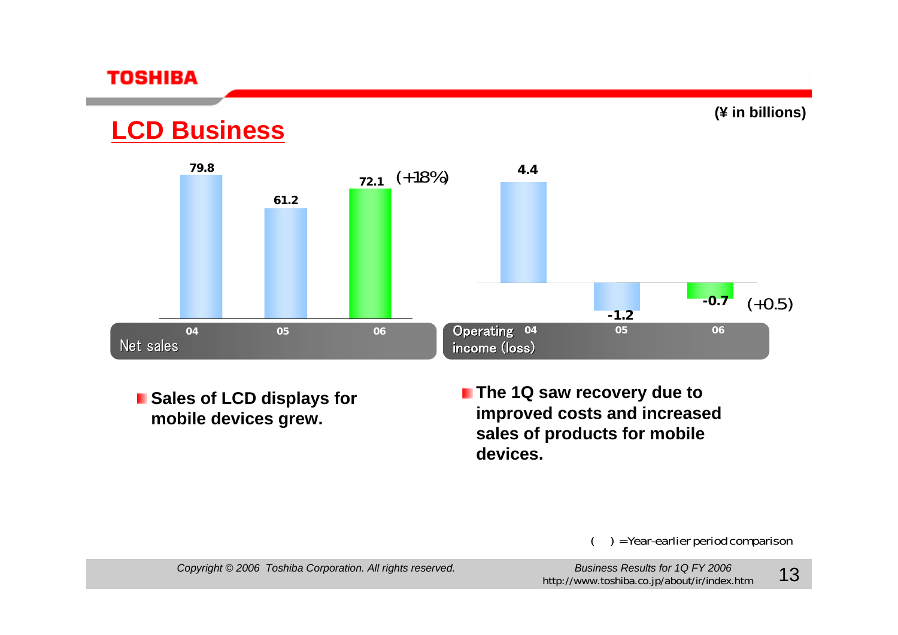# LCD Business

(¥ in billions)

| | 04 | 05 | 06 |
|---|---|---|---|
| Net sales | 79.8 | 61.2 | 72.1 (+18%) |
| Operating income (loss) | 4.4 | -1.2 | -0.7 (+0.5) |

- Sales of LCD displays for mobile devices grew.
- The 1Q saw recovery due to improved costs and increased sales of products for mobile devices.

( ) =Year-earlier period comparison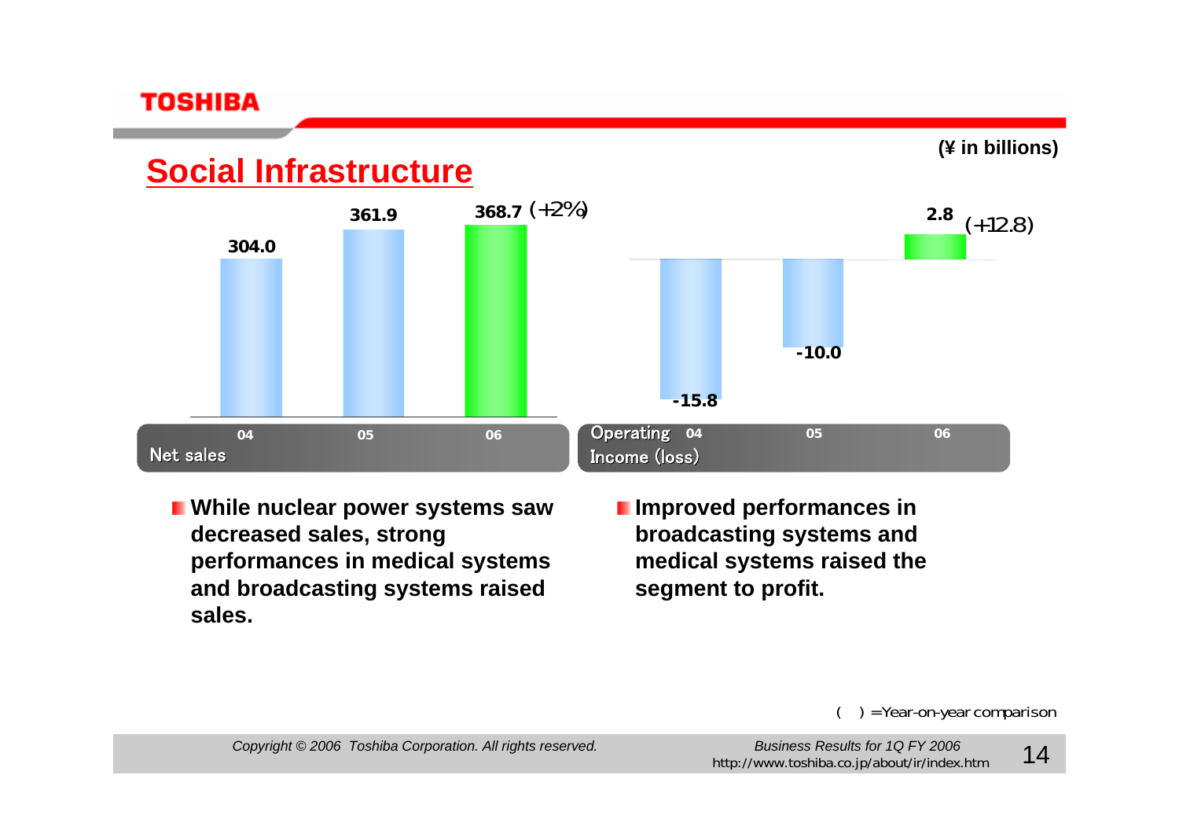## Social Infrastructure

(¥ in billions)

| | 04 | 05 | 06 |
|---|---|---|---|
| Net sales | 304.0 | 361.9 | 368.7 (+2%) |
| Operating Income (loss) | -15.8 | -10.0 | 2.8 (+12.8) |

- While nuclear power systems saw decreased sales, strong performances in medical systems and broadcasting systems raised sales.
- Improved performances in broadcasting systems and medical systems raised the segment to profit.

(  ) =Year-on-year comparison

*Copyright © 2006 Toshiba Corporation. All rights reserved.*

*Business Results for 1Q FY 2006*
http://www.toshiba.co.jp/about/ir/index.htm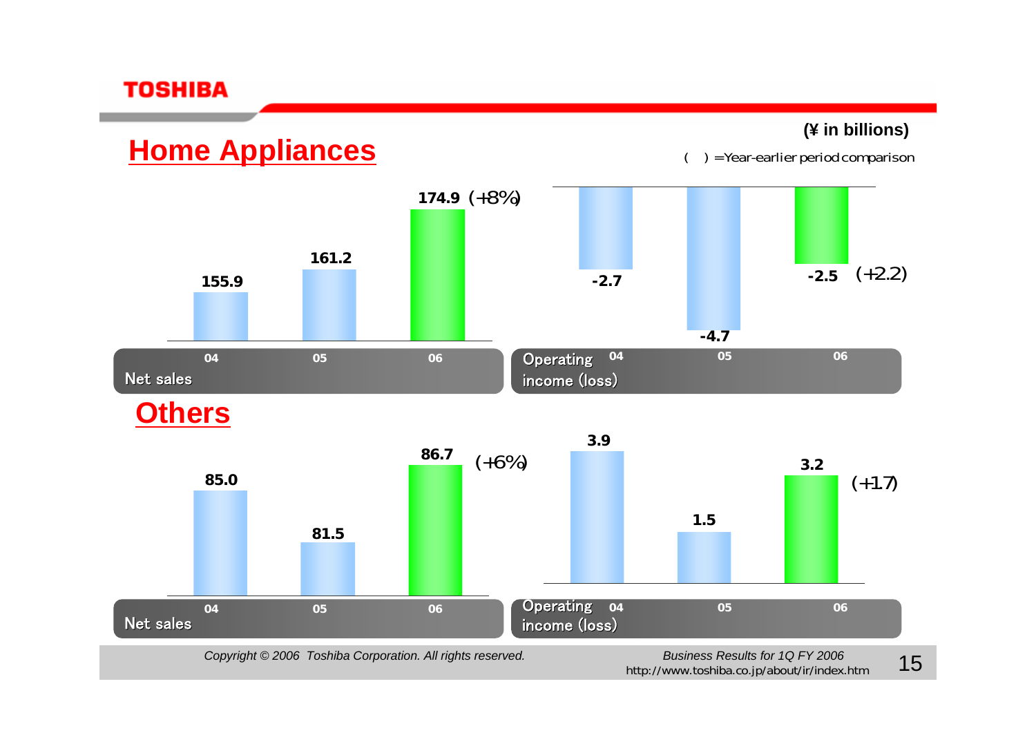# Home Appliances

(¥ in billions)

( ) =Year-earlier period comparison

| Net sales | 04 | 05 | 06 |
|---|---|---|---|
| | 155.9 | 161.2 | 174.9 (+8%) |

| Operating income (loss) | 04 | 05 | 06 |
|---|---|---|---|
| | -2.7 | -4.7 | -2.5 (+2.2) |

# Others

| Net sales | 04 | 05 | 06 |
|---|---|---|---|
| | 85.0 | 81.5 | 86.7 (+6%) |

| Operating income (loss) | 04 | 05 | 06 |
|---|---|---|---|
| | 3.9 | 1.5 | 3.2 (+1.7) |

*Copyright © 2006 Toshiba Corporation. All rights reserved.*

*Business Results for 1Q FY 2006*

http://www.toshiba.co.jp/about/ir/index.htm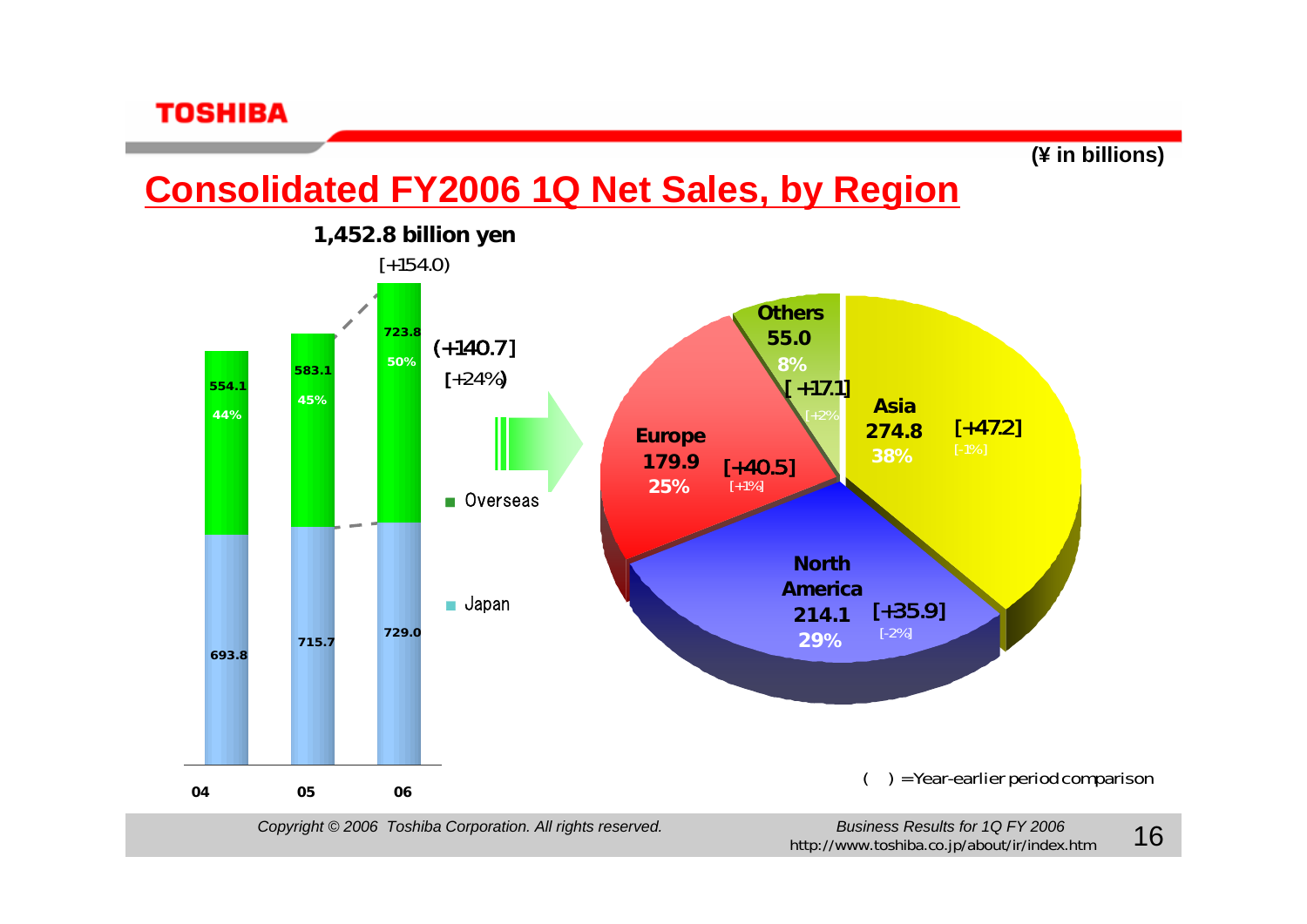(¥ in billions)

# Consolidated FY2006 1Q Net Sales, by Region

**1,452.8 billion yen**
[+154.0]

| | 04 | 05 | 06 |
|---|---|---|---|
| Overseas | 554.1 (44%) | 583.1 (45%) | 723.8 (50%) |
| Japan | 693.8 | 715.7 | 729.0 |

Overseas: (+140.7) [+24%]

| Region | Net Sales | Share | Change | Share change |
|---|---|---|---|---|
| Asia | 274.8 | 38% | [+47.2] | [-1%] |
| North America | 214.1 | 29% | [+35.9] | [-2%] |
| Europe | 179.9 | 25% | [+40.5] | [+1%] |
| Others | 55.0 | 8% | [+17.1] | [+2%] |

( ) =Year-earlier period comparison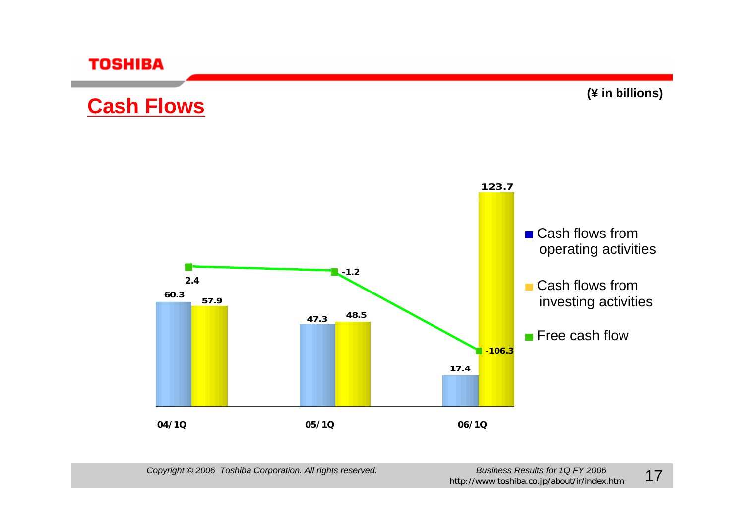## Cash Flows

(¥ in billions)

| | 04/1Q | 05/1Q | 06/1Q |
|---|---|---|---|
| Cash flows from operating activities | 60.3 | 47.3 | 17.4 |
| Cash flows from investing activities | 57.9 | 48.5 | 123.7 |
| Free cash flow | 2.4 | -1.2 | -106.3 |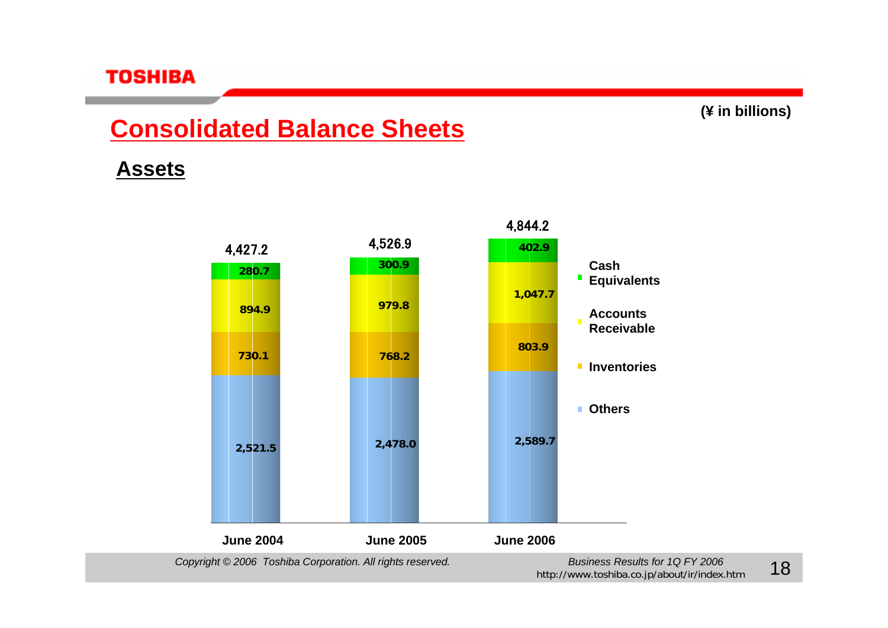# Consolidated Balance Sheets

(¥ in billions)

## Assets

| | June 2004 | June 2005 | June 2006 |
|---|---|---|---|
| Cash Equivalents | 280.7 | 300.9 | 402.9 |
| Accounts Receivable | 894.9 | 979.8 | 1,047.7 |
| Inventories | 730.1 | 768.2 | 803.9 |
| Others | 2,521.5 | 2,478.0 | 2,589.7 |
| Total | 4,427.2 | 4,526.9 | 4,844.2 |

*Copyright © 2006 Toshiba Corporation. All rights reserved.*

*Business Results for 1Q FY 2006*
http://www.toshiba.co.jp/about/ir/index.htm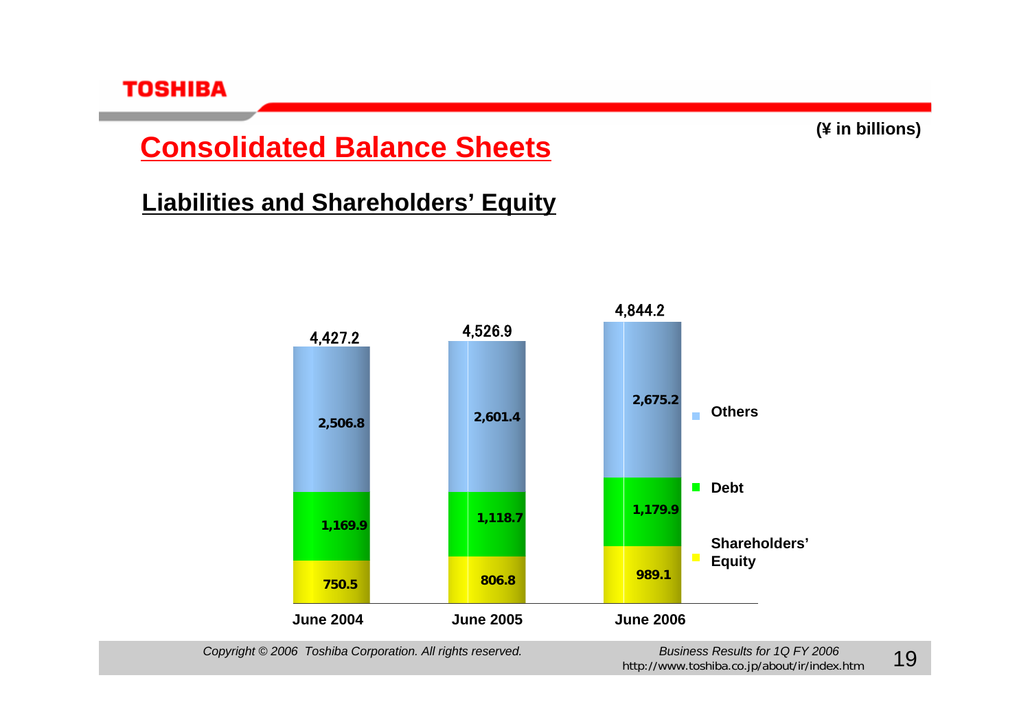# Consolidated Balance Sheets

(¥ in billions)

## Liabilities and Shareholders' Equity

| | June 2004 | June 2005 | June 2006 |
|---|---|---|---|
| Others | 2,506.8 | 2,601.4 | 2,675.2 |
| Debt | 1,169.9 | 1,118.7 | 1,179.9 |
| Shareholders' Equity | 750.5 | 806.8 | 989.1 |
| Total | 4,427.2 | 4,526.9 | 4,844.2 |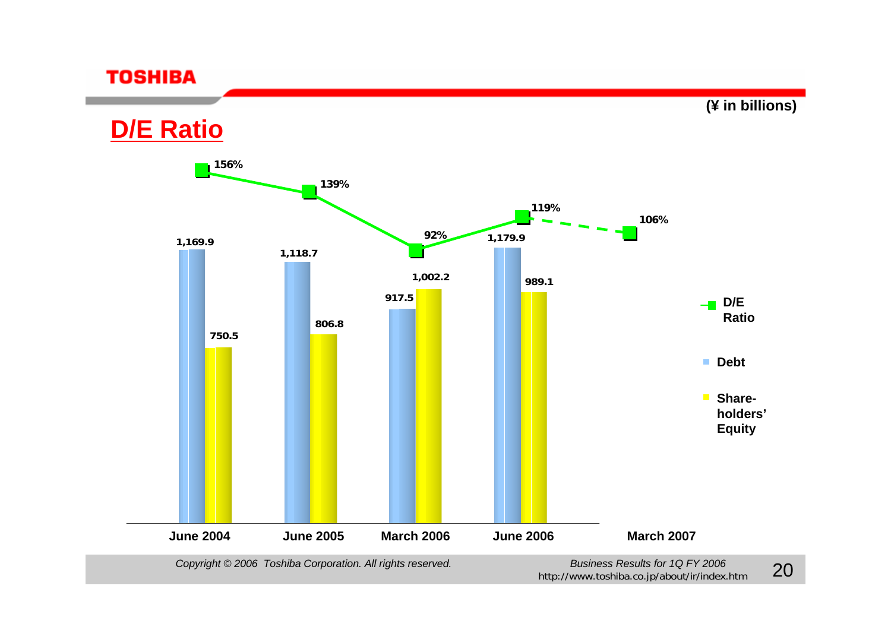## D/E Ratio

(¥ in billions)

| | June 2004 | June 2005 | March 2006 | June 2006 | March 2007 |
|---|---|---|---|---|---|
| D/E Ratio | 156% | 139% | 92% | 119% | 106% |
| Debt | 1,169.9 | 1,118.7 | 917.5 | 1,179.9 | |
| Shareholders' Equity | 750.5 | 806.8 | 1,002.2 | 989.1 | |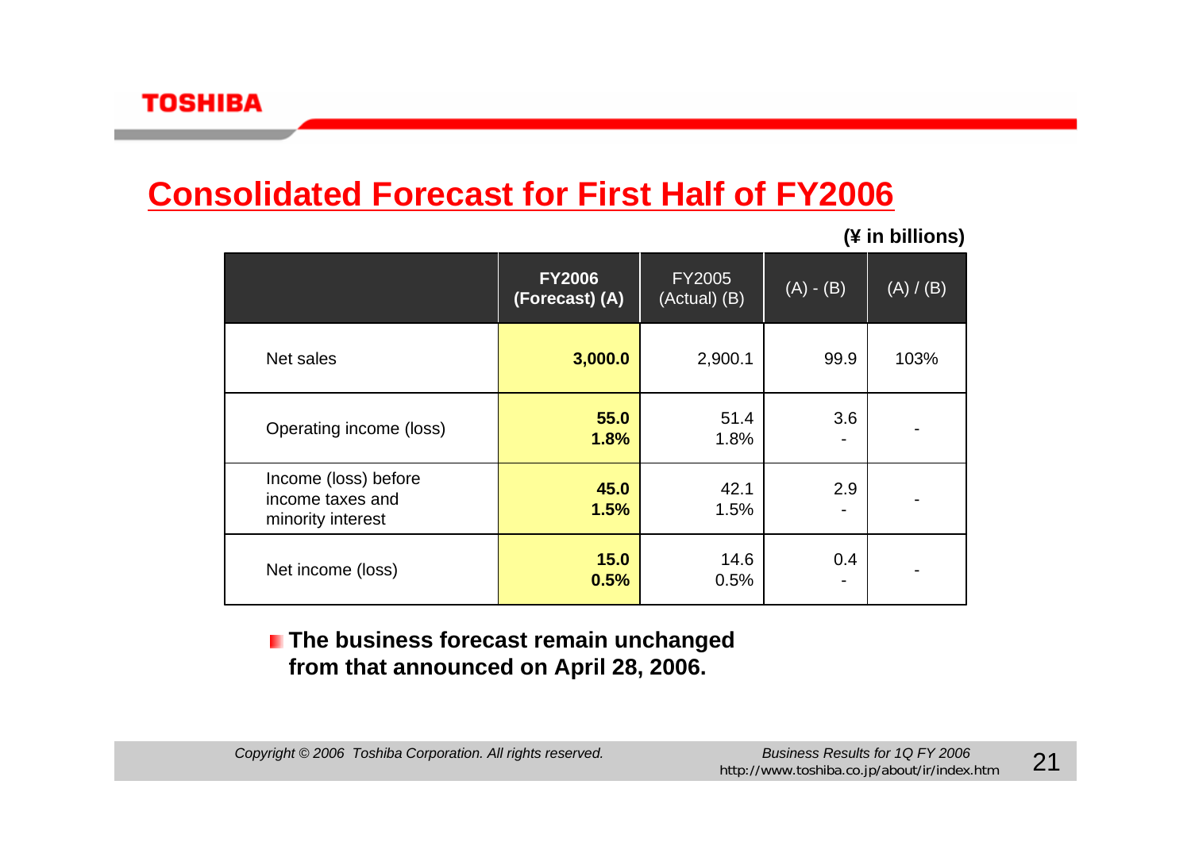# Consolidated Forecast for First Half of FY2006

**(¥ in billions)**

| | **FY2006 (Forecast) (A)** | FY2005 (Actual) (B) | (A) - (B) | (A) / (B) |
|---|---|---|---|---|
| Net sales | **3,000.0** | 2,900.1 | 99.9 | 103% |
| Operating income (loss) | **55.0**<br>**1.8%** | 51.4<br>1.8% | 3.6<br>- | - |
| Income (loss) before income taxes and minority interest | **45.0**<br>**1.5%** | 42.1<br>1.5% | 2.9<br>- | - |
| Net income (loss) | **15.0**<br>**0.5%** | 14.6<br>0.5% | 0.4<br>- | - |

- **The business forecast remain unchanged from that announced on April 28, 2006.**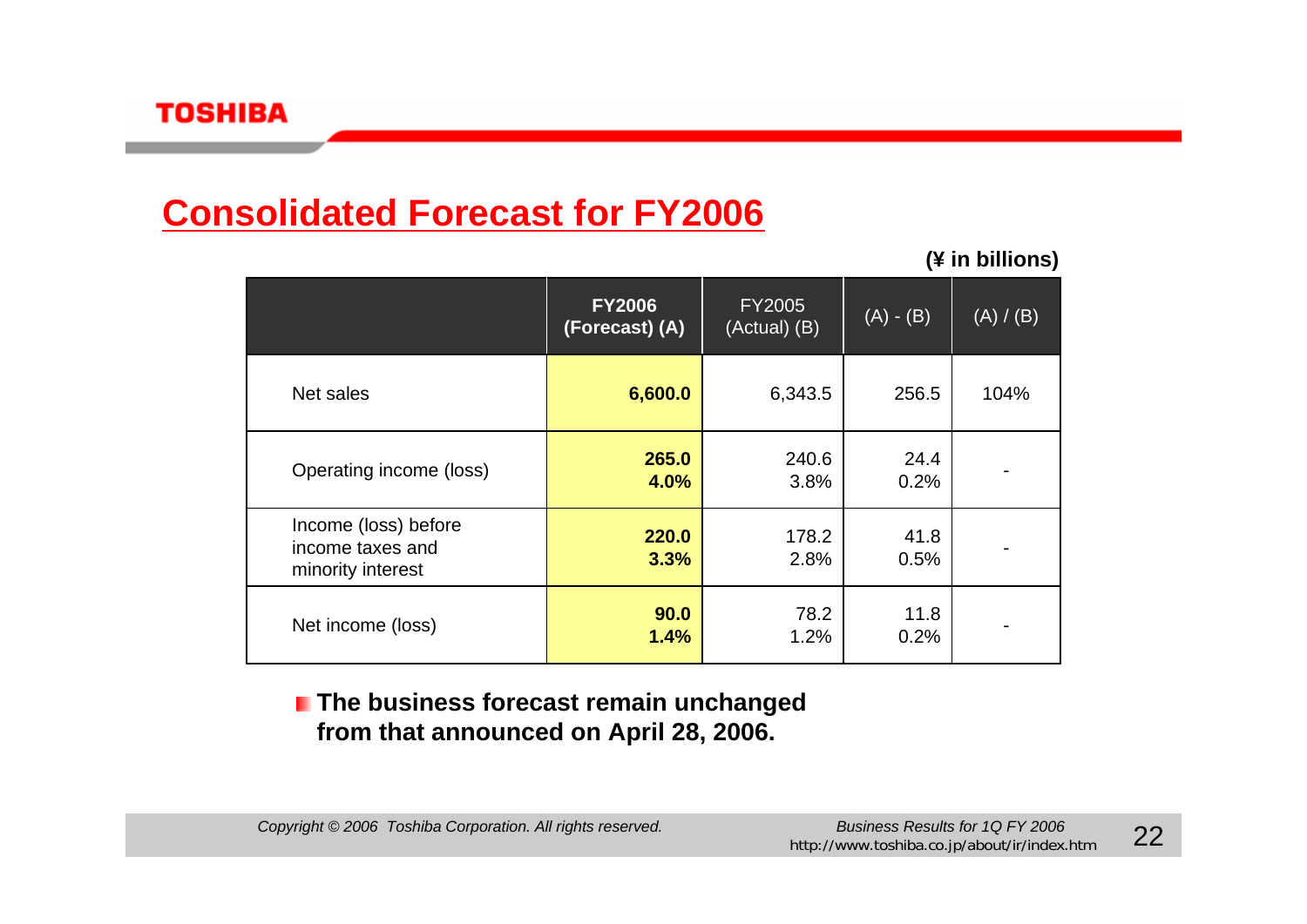# Consolidated Forecast for FY2006

**(¥ in billions)**

| | **FY2006 (Forecast) (A)** | FY2005 (Actual) (B) | (A) - (B) | (A) / (B) |
|---|---|---|---|---|
| Net sales | **6,600.0** | 6,343.5 | 256.5 | 104% |
| Operating income (loss) | **265.0** **4.0%** | 240.6 3.8% | 24.4 0.2% | - |
| Income (loss) before income taxes and minority interest | **220.0** **3.3%** | 178.2 2.8% | 41.8 0.5% | - |
| Net income (loss) | **90.0** **1.4%** | 78.2 1.2% | 11.8 0.2% | - |

- **The business forecast remain unchanged from that announced on April 28, 2006.**